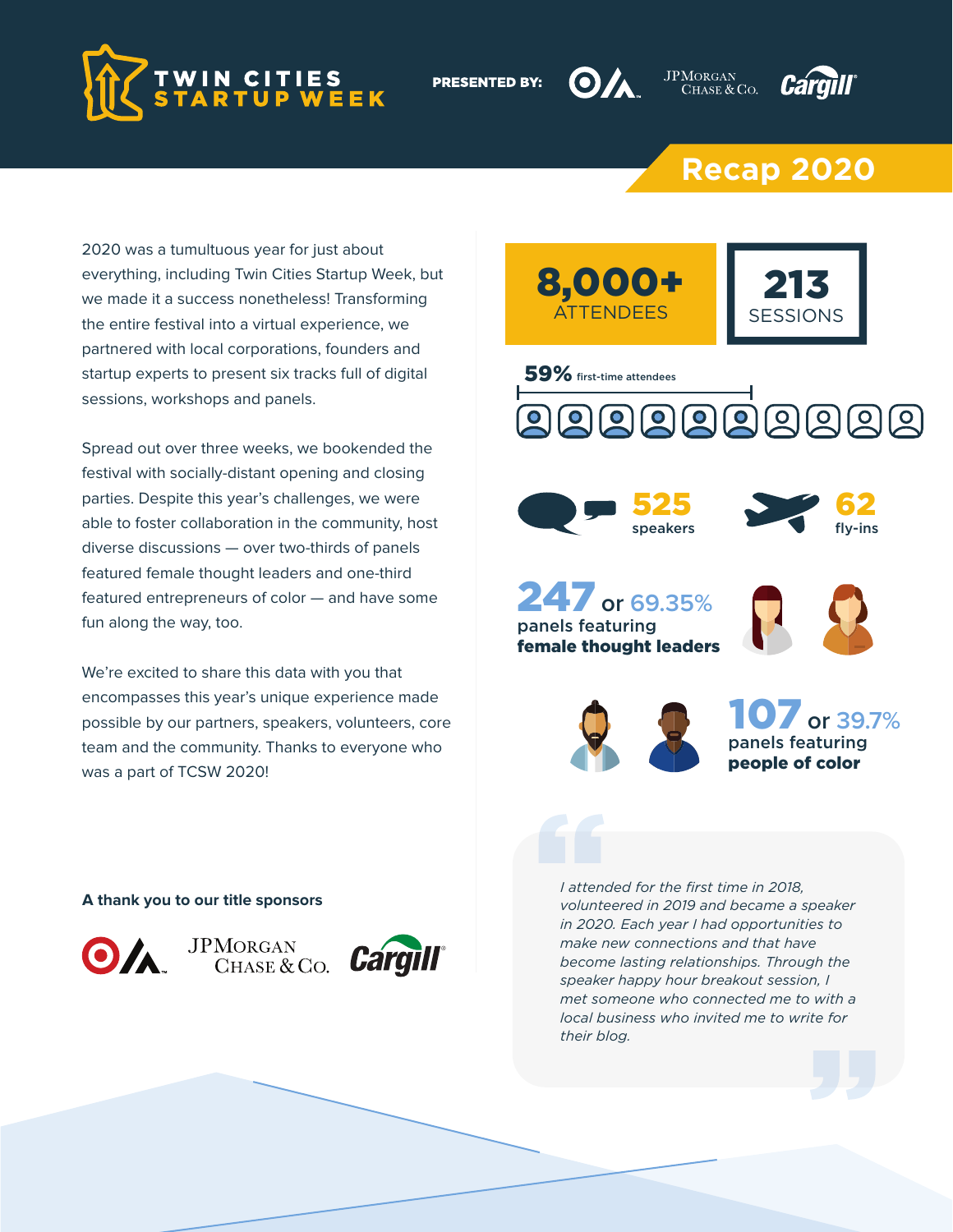# TWIN CITIES STARTUP WEEK

**PRESENTED BY:** Target · JPMorgan Chase & Co. · Cargill

## Recap 2020

2020 was a tumultuous year for just about everything, including Twin Cities Startup Week, but we made it a success nonetheless! Transforming the entire festival into a virtual experience, we partnered with local corporations, founders and startup experts to present six tracks full of digital sessions, workshops and panels.

Spread out over three weeks, we bookended the festival with socially-distant opening and closing parties. Despite this year's challenges, we were able to foster collaboration in the community, host diverse discussions — over two-thirds of panels featured female thought leaders and one-third featured entrepreneurs of color — and have some fun along the way, too.

We're excited to share this data with you that encompasses this year's unique experience made possible by our partners, speakers, volunteers, core team and the community. Thanks to everyone who was a part of TCSW 2020!

**8,000+** ATTENDEES

**213** SESSIONS

**59%** first-time attendees

**525** speakers

**62** fly-ins

**247** or 69.35% panels featuring **female thought leaders**

**107** or 39.7% panels featuring **people of color**

> *I attended for the first time in 2018, volunteered in 2019 and became a speaker in 2020. Each year I had opportunities to make new connections and that have become lasting relationships. Through the speaker happy hour breakout session, I met someone who connected me to with a local business who invited me to write for their blog.*

**A thank you to our title sponsors**

Target · JPMorgan Chase & Co. · Cargill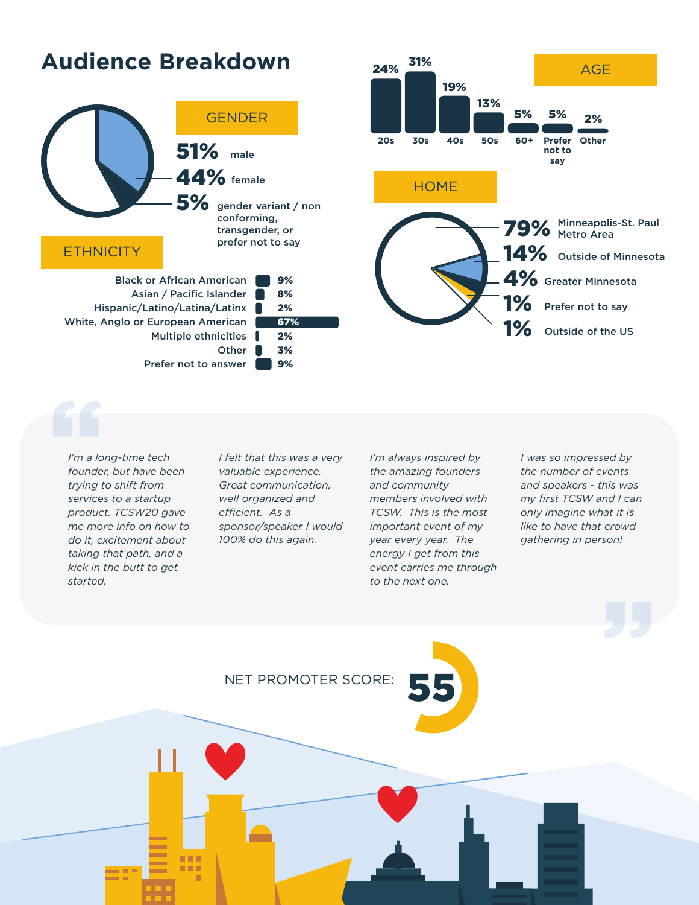# Audience Breakdown

## GENDER

51% male

44% female

5% gender variant / non conforming, transgender, or prefer not to say

## AGE

24% 20s

31% 30s

19% 40s

13% 50s

5% 60+

5% Prefer not to say

2% Other

## ETHNICITY

Black or African American 9%

Asian / Pacific Islander 8%

Hispanic/Latino/Latina/Latinx 2%

White, Anglo or European American 67%

Multiple ethnicities 2%

Other 3%

Prefer not to answer 9%

## HOME

79% Minneapolis-St. Paul Metro Area

14% Outside of Minnesota

4% Greater Minnesota

1% Prefer not to say

1% Outside of the US

*I'm a long-time tech founder, but have been trying to shift from services to a startup product. TCSW20 gave me more info on how to do it, excitement about taking that path, and a kick in the butt to get started.*

*I felt that this was a very valuable experience. Great communication, well organized and efficient. As a sponsor/speaker I would 100% do this again.*

*I'm always inspired by the amazing founders and community members involved with TCSW. This is the most important event of my year every year. The energy I get from this event carries me through to the next one.*

*I was so impressed by the number of events and speakers - this was my first TCSW and I can only imagine what it is like to have that crowd gathering in person!*

NET PROMOTER SCORE: **55**